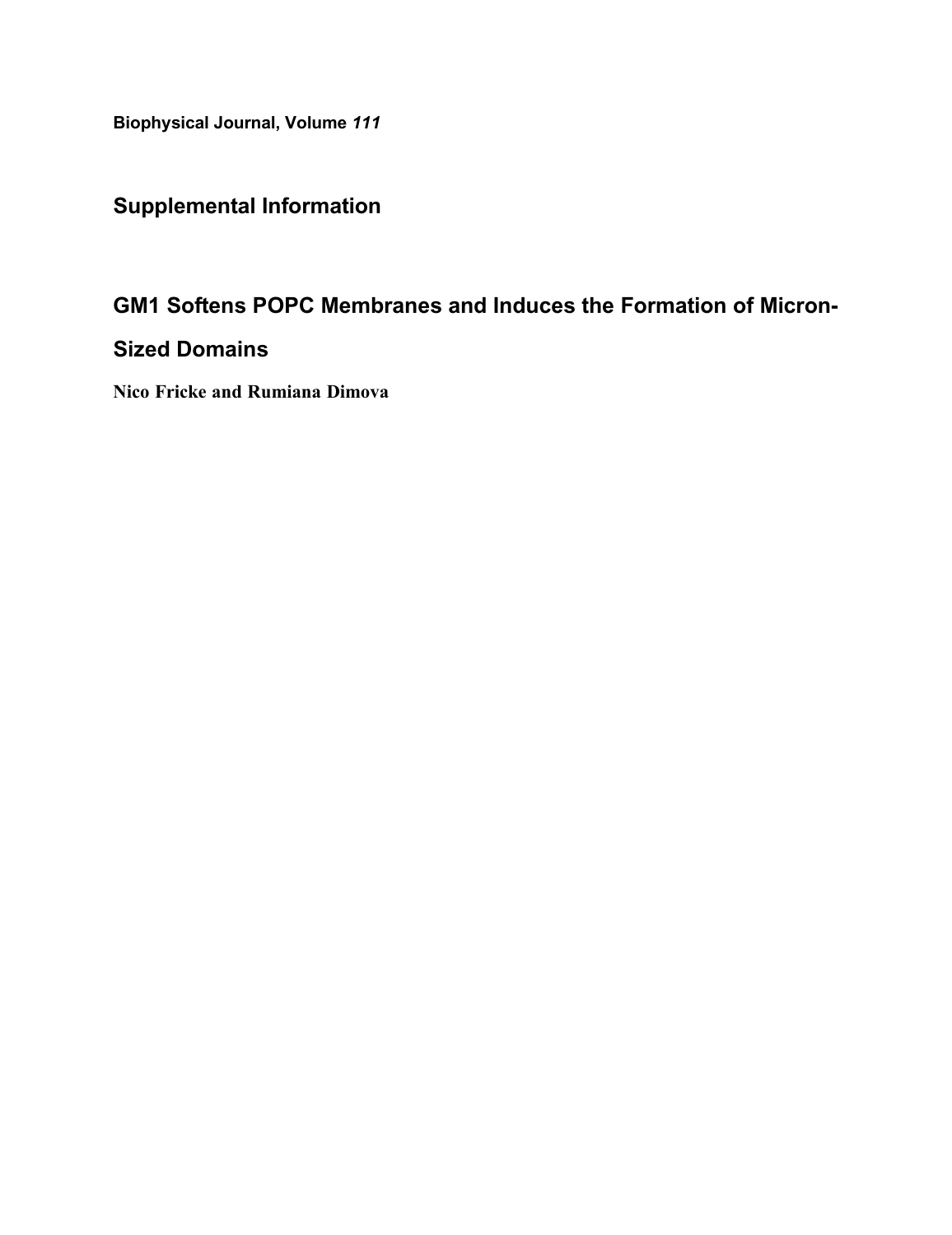**Biophysical Journal, Volume *111***

## Supplemental Information

# GM1 Softens POPC Membranes and Induces the Formation of Micron-Sized Domains

**Nico Fricke and Rumiana Dimova**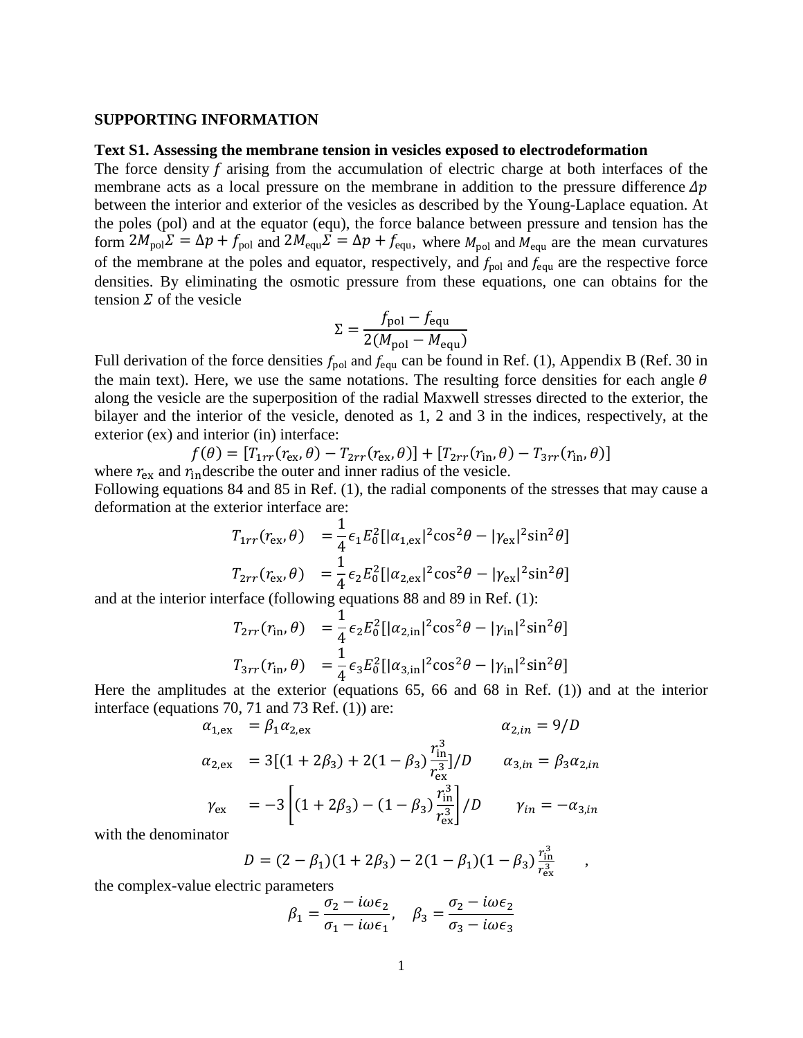**SUPPORTING INFORMATION**

**Text S1. Assessing the membrane tension in vesicles exposed to electrodeformation**

The force density $f$ arising from the accumulation of electric charge at both interfaces of the membrane acts as a local pressure on the membrane in addition to the pressure difference $\Delta p$ between the interior and exterior of the vesicles as described by the Young-Laplace equation. At the poles (pol) and at the equator (equ), the force balance between pressure and tension has the form $2M_{\text{pol}}\Sigma = \Delta p + f_{\text{pol}}$ and $2M_{\text{equ}}\Sigma = \Delta p + f_{\text{equ}}$, where $M_{\text{pol}}$ and $M_{\text{equ}}$ are the mean curvatures of the membrane at the poles and equator, respectively, and $f_{\text{pol}}$ and $f_{\text{equ}}$ are the respective force densities. By eliminating the osmotic pressure from these equations, one can obtains for the tension $\Sigma$ of the vesicle

$$\Sigma = \frac{f_{\text{pol}} - f_{\text{equ}}}{2(M_{\text{pol}} - M_{\text{equ}})}$$

Full derivation of the force densities $f_{\text{pol}}$ and $f_{\text{equ}}$ can be found in Ref. (1), Appendix B (Ref. 30 in the main text). Here, we use the same notations. The resulting force densities for each angle $\theta$ along the vesicle are the superposition of the radial Maxwell stresses directed to the exterior, the bilayer and the interior of the vesicle, denoted as 1, 2 and 3 in the indices, respectively, at the exterior (ex) and interior (in) interface:

$$f(\theta) = [T_{1rr}(r_{\text{ex}}, \theta) - T_{2rr}(r_{\text{ex}}, \theta)] + [T_{2rr}(r_{\text{in}}, \theta) - T_{3rr}(r_{\text{in}}, \theta)]$$

where $r_{\text{ex}}$ and $r_{\text{in}}$ describe the outer and inner radius of the vesicle.

Following equations 84 and 85 in Ref. (1), the radial components of the stresses that may cause a deformation at the exterior interface are:

$$T_{1rr}(r_{\text{ex}}, \theta) = \frac{1}{4}\epsilon_1 E_0^2[|\alpha_{1,\text{ex}}|^2\cos^2\theta - |\gamma_{\text{ex}}|^2\sin^2\theta]$$

$$T_{2rr}(r_{\text{ex}}, \theta) = \frac{1}{4}\epsilon_2 E_0^2[|\alpha_{2,\text{ex}}|^2\cos^2\theta - |\gamma_{\text{ex}}|^2\sin^2\theta]$$

and at the interior interface (following equations 88 and 89 in Ref. (1):

$$T_{2rr}(r_{\text{in}}, \theta) = \frac{1}{4}\epsilon_2 E_0^2[|\alpha_{2,\text{in}}|^2\cos^2\theta - |\gamma_{\text{in}}|^2\sin^2\theta]$$

$$T_{3rr}(r_{\text{in}}, \theta) = \frac{1}{4}\epsilon_3 E_0^2[|\alpha_{3,\text{in}}|^2\cos^2\theta - |\gamma_{\text{in}}|^2\sin^2\theta]$$

Here the amplitudes at the exterior (equations 65, 66 and 68 in Ref. (1)) and at the interior interface (equations 70, 71 and 73 Ref. (1)) are:

$$\alpha_{1,\text{ex}} = \beta_1\alpha_{2,\text{ex}} \qquad \alpha_{2,in} = 9/D$$

$$\alpha_{2,\text{ex}} = 3[(1+2\beta_3) + 2(1-\beta_3)\frac{r_{\text{in}}^3}{r_{\text{ex}}^3}]/D \qquad \alpha_{3,in} = \beta_3\alpha_{2,in}$$

$$\gamma_{\text{ex}} = -3\left[(1+2\beta_3) - (1-\beta_3)\frac{r_{\text{in}}^3}{r_{\text{ex}}^3}\right]/D \qquad \gamma_{in} = -\alpha_{3,in}$$

with the denominator

$$D = (2-\beta_1)(1+2\beta_3) - 2(1-\beta_1)(1-\beta_3)\frac{r_{\text{in}}^3}{r_{\text{ex}}^3} \quad ,$$

the complex-value electric parameters

$$\beta_1 = \frac{\sigma_2 - i\omega\epsilon_2}{\sigma_1 - i\omega\epsilon_1}, \quad \beta_3 = \frac{\sigma_2 - i\omega\epsilon_2}{\sigma_3 - i\omega\epsilon_3}$$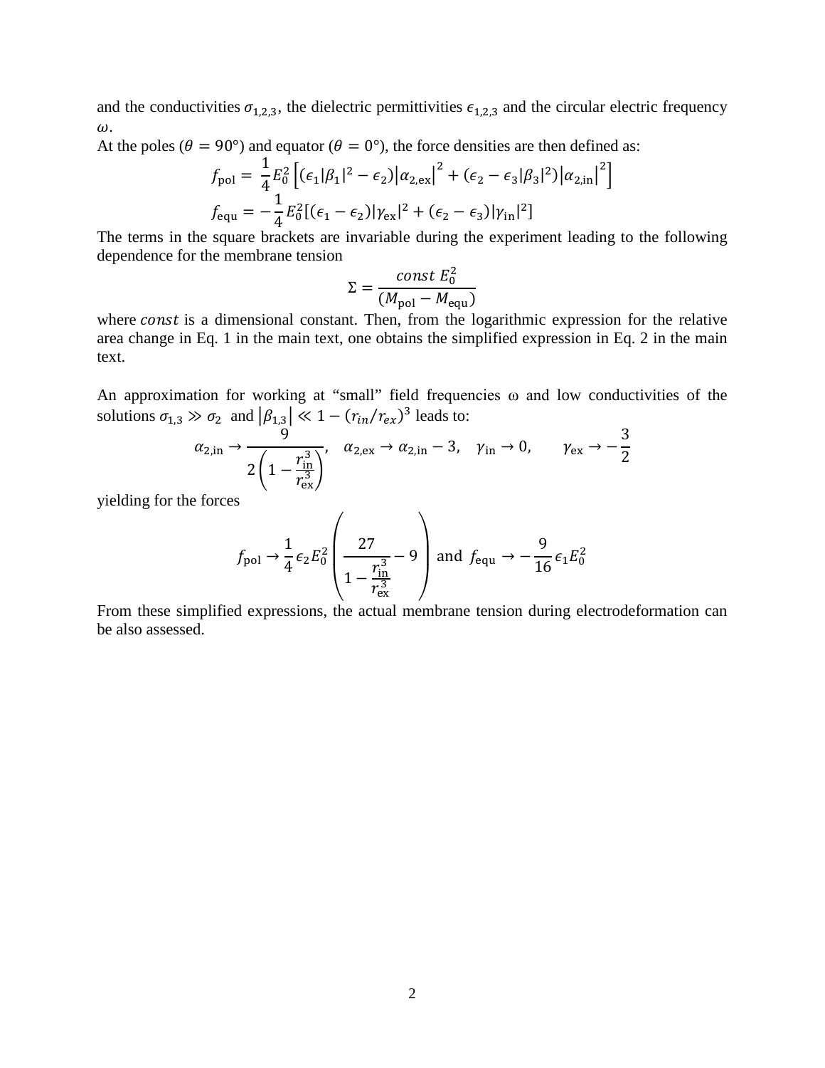and the conductivities $\sigma_{1,2,3}$, the dielectric permittivities $\epsilon_{1,2,3}$ and the circular electric frequency $\omega$.

At the poles ($\theta = 90°$) and equator ($\theta = 0°$), the force densities are then defined as:

$$f_{\mathrm{pol}} = \frac{1}{4} E_0^2 \left[ (\epsilon_1 |\beta_1|^2 - \epsilon_2) \left| \alpha_{2,\mathrm{ex}} \right|^2 + (\epsilon_2 - \epsilon_3 |\beta_3|^2) \left| \alpha_{2,\mathrm{in}} \right|^2 \right]$$

$$f_{\mathrm{equ}} = -\frac{1}{4} E_0^2 [(\epsilon_1 - \epsilon_2)|\gamma_{\mathrm{ex}}|^2 + (\epsilon_2 - \epsilon_3)|\gamma_{\mathrm{in}}|^2]$$

The terms in the square brackets are invariable during the experiment leading to the following dependence for the membrane tension

$$\Sigma = \frac{const\ E_0^2}{(M_{\mathrm{pol}} - M_{\mathrm{equ}})}$$

where $const$ is a dimensional constant. Then, from the logarithmic expression for the relative area change in Eq. 1 in the main text, one obtains the simplified expression in Eq. 2 in the main text.

An approximation for working at "small" field frequencies $\omega$ and low conductivities of the solutions $\sigma_{1,3} \gg \sigma_2$ and $|\beta_{1,3}| \ll 1 - (r_{in}/r_{ex})^3$ leads to:

$$\alpha_{2,\mathrm{in}} \rightarrow \frac{9}{2\left(1 - \frac{r_{\mathrm{in}}^3}{r_{\mathrm{ex}}^3}\right)}, \quad \alpha_{2,\mathrm{ex}} \rightarrow \alpha_{2,\mathrm{in}} - 3, \quad \gamma_{\mathrm{in}} \rightarrow 0, \qquad \gamma_{\mathrm{ex}} \rightarrow -\frac{3}{2}$$

yielding for the forces

$$f_{\mathrm{pol}} \rightarrow \frac{1}{4} \epsilon_2 E_0^2 \left( \frac{27}{1 - \frac{r_{\mathrm{in}}^3}{r_{\mathrm{ex}}^3}} - 9 \right) \text{ and } f_{\mathrm{equ}} \rightarrow -\frac{9}{16} \epsilon_1 E_0^2$$

From these simplified expressions, the actual membrane tension during electrodeformation can be also assessed.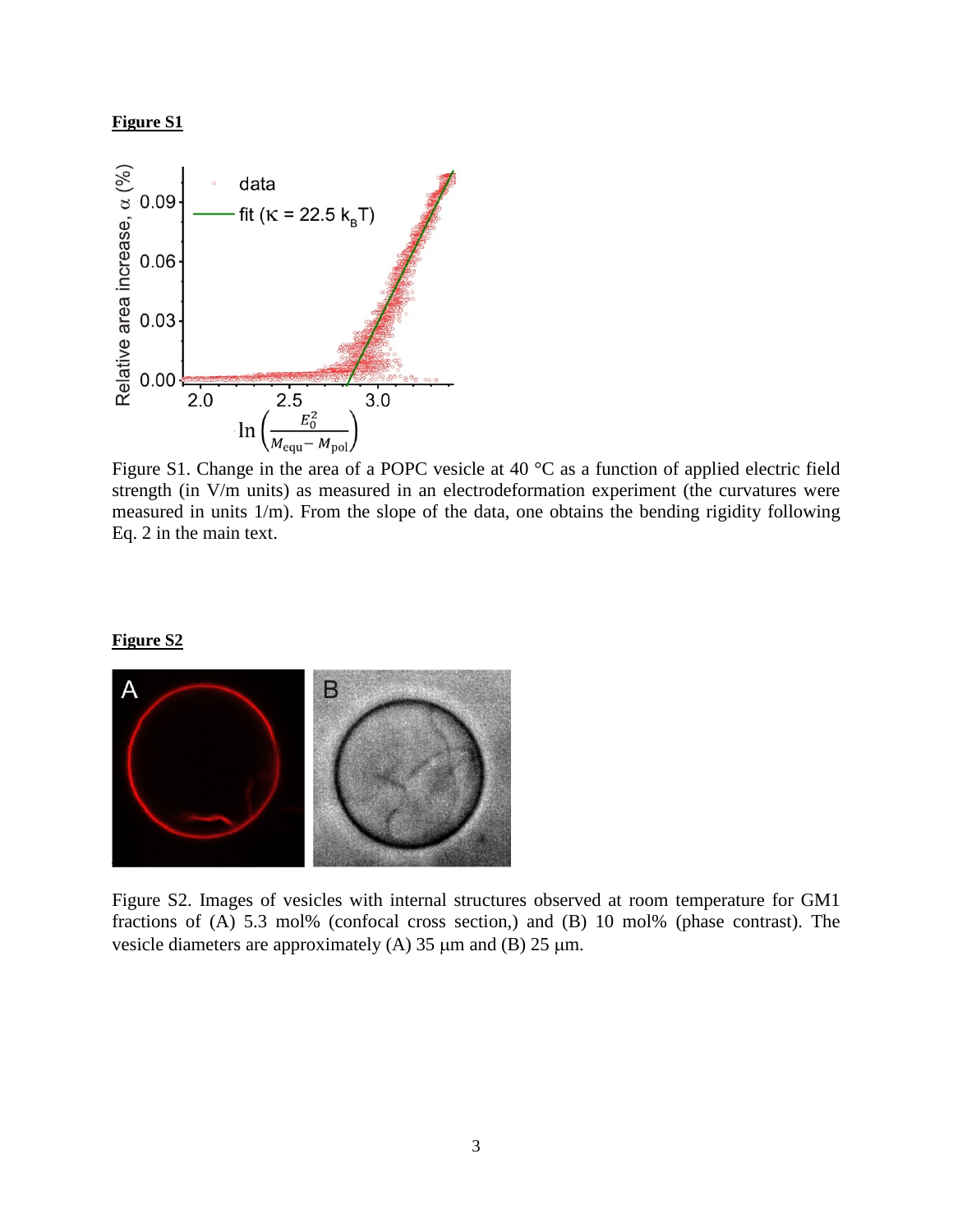**Figure S1**

Figure S1. Change in the area of a POPC vesicle at 40 °C as a function of applied electric field strength (in V/m units) as measured in an electrodeformation experiment (the curvatures were measured in units 1/m). From the slope of the data, one obtains the bending rigidity following Eq. 2 in the main text.

**Figure S2**

Figure S2. Images of vesicles with internal structures observed at room temperature for GM1 fractions of (A) 5.3 mol% (confocal cross section,) and (B) 10 mol% (phase contrast). The vesicle diameters are approximately (A) 35 μm and (B) 25 μm.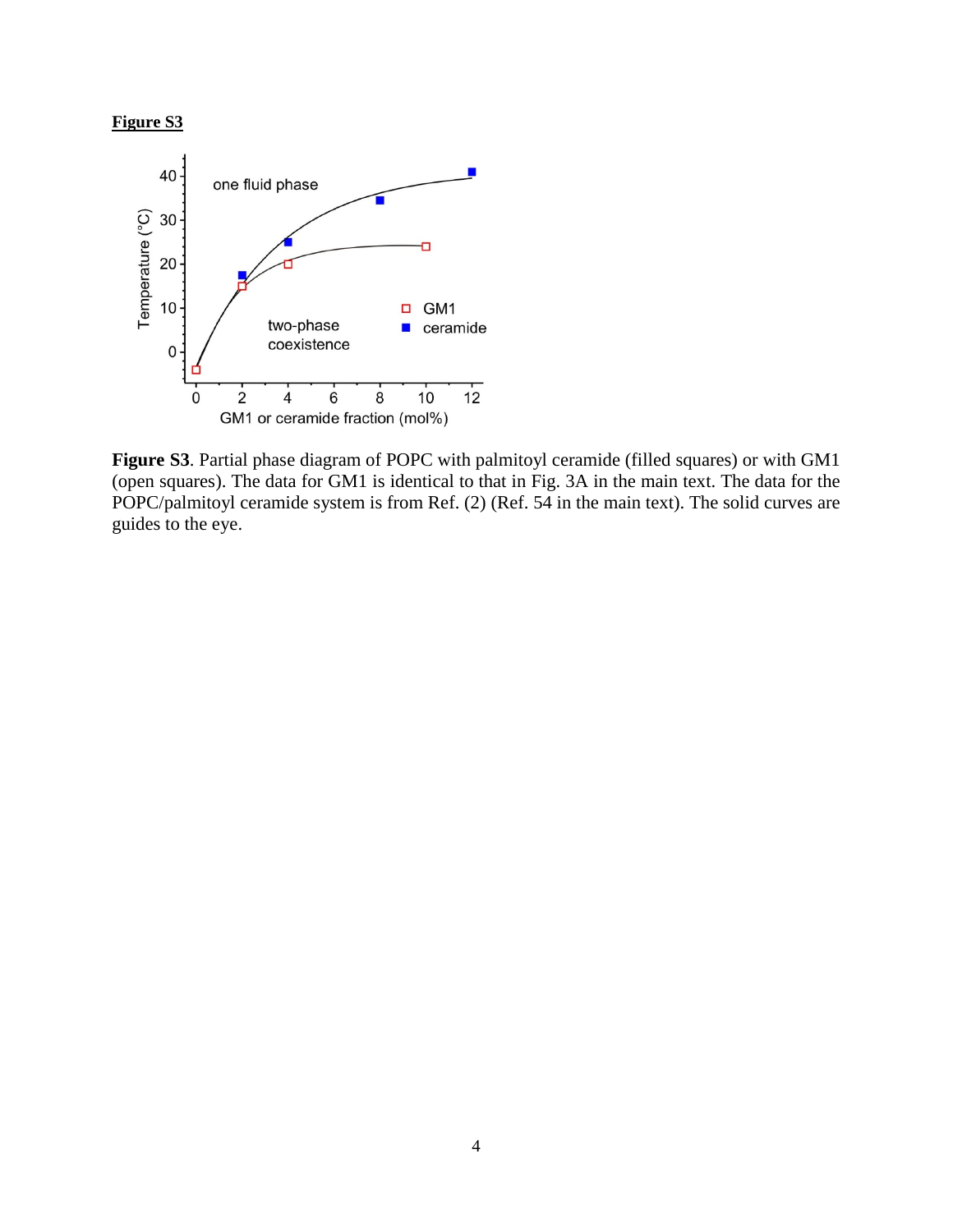**Figure S3**

**Figure S3**. Partial phase diagram of POPC with palmitoyl ceramide (filled squares) or with GM1 (open squares). The data for GM1 is identical to that in Fig. 3A in the main text. The data for the POPC/palmitoyl ceramide system is from Ref. (2) (Ref. 54 in the main text). The solid curves are guides to the eye.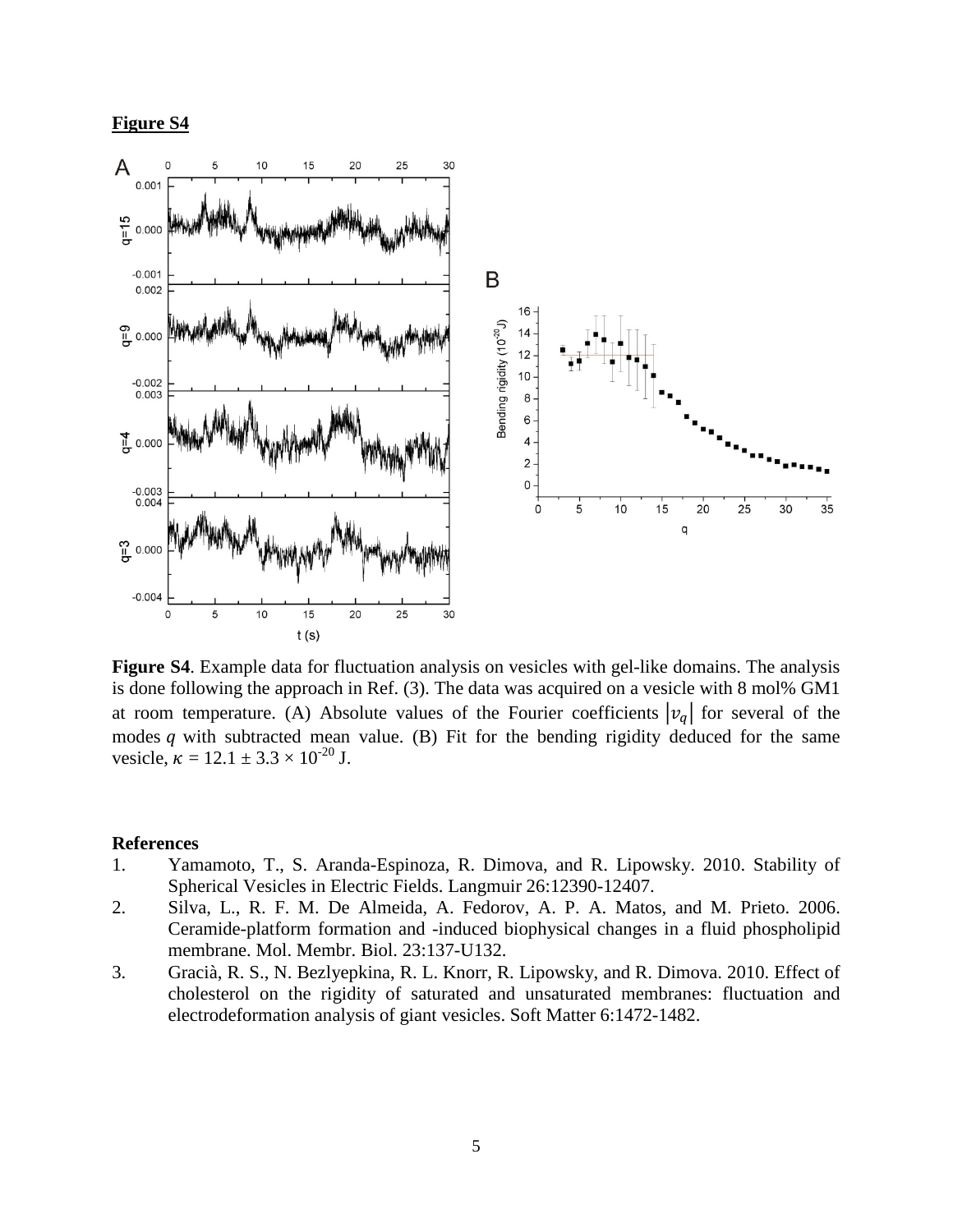**Figure S4**

A

q=15
0.001
0.000
-0.001

q=9
0.002
0.000
-0.002

q=4
0.003
0.000
-0.003

q=3
0.004
0.000
-0.004

0 5 10 15 20 25 30
t (s)

B

Bending rigidity ($10^{-20}$J)
16
14
12
10
8
6
4
2
0

0 5 10 15 20 25 30 35
q

**Figure S4**. Example data for fluctuation analysis on vesicles with gel-like domains. The analysis is done following the approach in Ref. (3). The data was acquired on a vesicle with 8 mol% GM1 at room temperature. (A) Absolute values of the Fourier coefficients $|v_q|$ for several of the modes $q$ with subtracted mean value. (B) Fit for the bending rigidity deduced for the same vesicle, $\kappa$ = 12.1 ± 3.3 × $10^{-20}$ J.

**References**

1. Yamamoto, T., S. Aranda-Espinoza, R. Dimova, and R. Lipowsky. 2010. Stability of Spherical Vesicles in Electric Fields. Langmuir 26:12390-12407.
2. Silva, L., R. F. M. De Almeida, A. Fedorov, A. P. A. Matos, and M. Prieto. 2006. Ceramide-platform formation and -induced biophysical changes in a fluid phospholipid membrane. Mol. Membr. Biol. 23:137-U132.
3. Gracià, R. S., N. Bezlyepkina, R. L. Knorr, R. Lipowsky, and R. Dimova. 2010. Effect of cholesterol on the rigidity of saturated and unsaturated membranes: fluctuation and electrodeformation analysis of giant vesicles. Soft Matter 6:1472-1482.